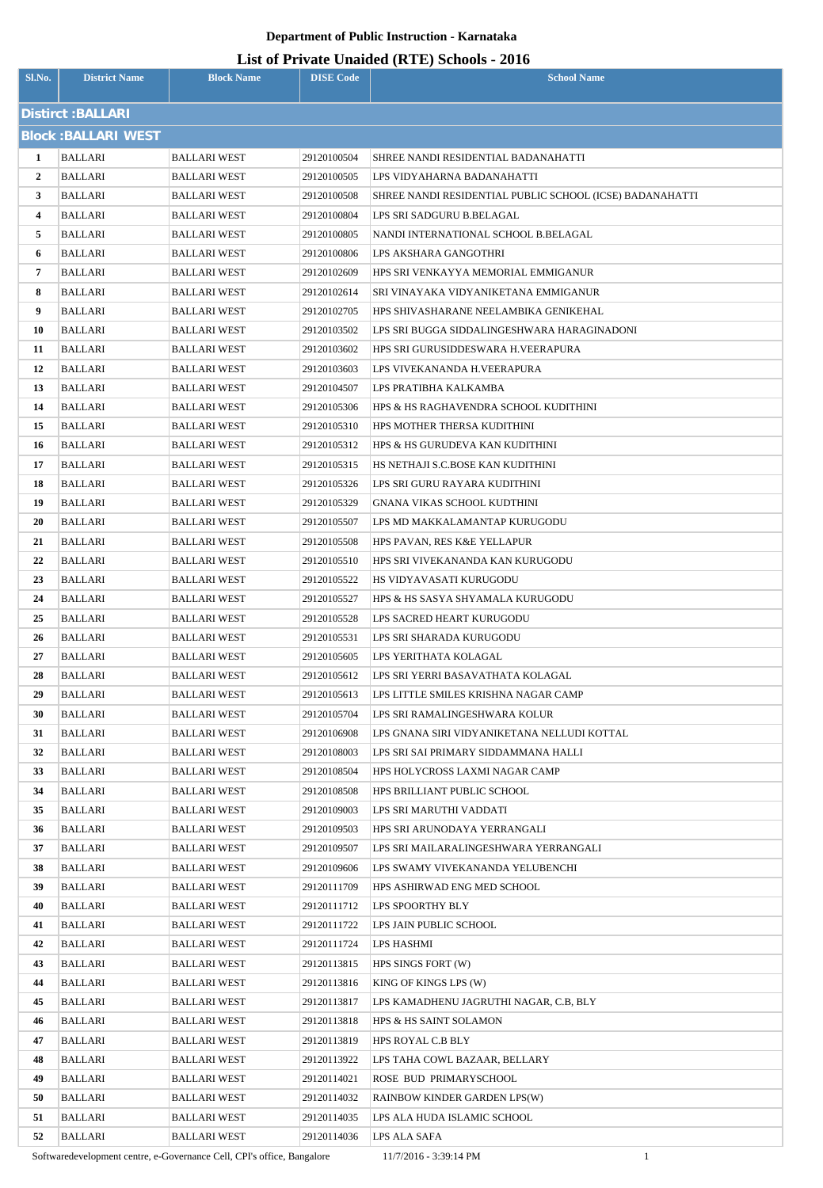**Department of Public Instruction - Karnataka**

## List of Private Unaided (RTE) Schools - 2016

| Sl.No. | District Name | Block Name | DISE Code | School Name |
|---|---|---|---|---|
| **Distirct :BALLARI** | | | | |
| **Block :BALLARI WEST** | | | | |
| 1 | BALLARI | BALLARI WEST | 29120100504 | SHREE NANDI RESIDENTIAL BADANAHATTI |
| 2 | BALLARI | BALLARI WEST | 29120100505 | LPS VIDYAHARNA BADANAHATTI |
| 3 | BALLARI | BALLARI WEST | 29120100508 | SHREE NANDI RESIDENTIAL PUBLIC SCHOOL (ICSE) BADANAHATTI |
| 4 | BALLARI | BALLARI WEST | 29120100804 | LPS SRI SADGURU B.BELAGAL |
| 5 | BALLARI | BALLARI WEST | 29120100805 | NANDI INTERNATIONAL SCHOOL B.BELAGAL |
| 6 | BALLARI | BALLARI WEST | 29120100806 | LPS AKSHARA GANGOTHRI |
| 7 | BALLARI | BALLARI WEST | 29120102609 | HPS SRI VENKAYYA MEMORIAL EMMIGANUR |
| 8 | BALLARI | BALLARI WEST | 29120102614 | SRI VINAYAKA VIDYANIKETANA EMMIGANUR |
| 9 | BALLARI | BALLARI WEST | 29120102705 | HPS SHIVASHARANE NEELAMBIKA GENIKEHAL |
| 10 | BALLARI | BALLARI WEST | 29120103502 | LPS SRI BUGGA SIDDALINGESHWARA HARAGINADONI |
| 11 | BALLARI | BALLARI WEST | 29120103602 | HPS SRI GURUSIDDESWARA H.VEERAPURA |
| 12 | BALLARI | BALLARI WEST | 29120103603 | LPS VIVEKANANDA H.VEERAPURA |
| 13 | BALLARI | BALLARI WEST | 29120104507 | LPS PRATIBHA KALKAMBA |
| 14 | BALLARI | BALLARI WEST | 29120105306 | HPS & HS RAGHAVENDRA SCHOOL KUDITHINI |
| 15 | BALLARI | BALLARI WEST | 29120105310 | HPS MOTHER THERSA KUDITHINI |
| 16 | BALLARI | BALLARI WEST | 29120105312 | HPS & HS GURUDEVA KAN KUDITHINI |
| 17 | BALLARI | BALLARI WEST | 29120105315 | HS NETHAJI S.C.BOSE KAN KUDITHINI |
| 18 | BALLARI | BALLARI WEST | 29120105326 | LPS SRI GURU RAYARA KUDITHINI |
| 19 | BALLARI | BALLARI WEST | 29120105329 | GNANA VIKAS SCHOOL KUDTHINI |
| 20 | BALLARI | BALLARI WEST | 29120105507 | LPS MD MAKKALAMANTAP KURUGODU |
| 21 | BALLARI | BALLARI WEST | 29120105508 | HPS PAVAN, RES K&E YELLAPUR |
| 22 | BALLARI | BALLARI WEST | 29120105510 | HPS SRI VIVEKANANDA KAN KURUGODU |
| 23 | BALLARI | BALLARI WEST | 29120105522 | HS VIDYAVASATI KURUGODU |
| 24 | BALLARI | BALLARI WEST | 29120105527 | HPS & HS SASYA SHYAMALA KURUGODU |
| 25 | BALLARI | BALLARI WEST | 29120105528 | LPS SACRED HEART KURUGODU |
| 26 | BALLARI | BALLARI WEST | 29120105531 | LPS SRI SHARADA KURUGODU |
| 27 | BALLARI | BALLARI WEST | 29120105605 | LPS YERITHATA KOLAGAL |
| 28 | BALLARI | BALLARI WEST | 29120105612 | LPS SRI YERRI BASAVATHATA KOLAGAL |
| 29 | BALLARI | BALLARI WEST | 29120105613 | LPS LITTLE SMILES KRISHNA NAGAR CAMP |
| 30 | BALLARI | BALLARI WEST | 29120105704 | LPS SRI RAMALINGESHWARA KOLUR |
| 31 | BALLARI | BALLARI WEST | 29120106908 | LPS GNANA SIRI VIDYANIKETANA NELLUDI KOTTAL |
| 32 | BALLARI | BALLARI WEST | 29120108003 | LPS SRI SAI PRIMARY SIDDAMMANA HALLI |
| 33 | BALLARI | BALLARI WEST | 29120108504 | HPS HOLYCROSS LAXMI NAGAR CAMP |
| 34 | BALLARI | BALLARI WEST | 29120108508 | HPS BRILLIANT PUBLIC SCHOOL |
| 35 | BALLARI | BALLARI WEST | 29120109003 | LPS SRI MARUTHI VADDATI |
| 36 | BALLARI | BALLARI WEST | 29120109503 | HPS SRI ARUNODAYA YERRANGALI |
| 37 | BALLARI | BALLARI WEST | 29120109507 | LPS SRI MAILARALINGESHWARA YERRANGALI |
| 38 | BALLARI | BALLARI WEST | 29120109606 | LPS SWAMY VIVEKANANDA YELUBENCHI |
| 39 | BALLARI | BALLARI WEST | 29120111709 | HPS ASHIRWAD ENG MED SCHOOL |
| 40 | BALLARI | BALLARI WEST | 29120111712 | LPS SPOORTHY BLY |
| 41 | BALLARI | BALLARI WEST | 29120111722 | LPS JAIN PUBLIC SCHOOL |
| 42 | BALLARI | BALLARI WEST | 29120111724 | LPS HASHMI |
| 43 | BALLARI | BALLARI WEST | 29120113815 | HPS SINGS FORT (W) |
| 44 | BALLARI | BALLARI WEST | 29120113816 | KING OF KINGS LPS (W) |
| 45 | BALLARI | BALLARI WEST | 29120113817 | LPS KAMADHENU JAGRUTHI NAGAR, C.B, BLY |
| 46 | BALLARI | BALLARI WEST | 29120113818 | HPS & HS SAINT SOLAMON |
| 47 | BALLARI | BALLARI WEST | 29120113819 | HPS ROYAL C.B BLY |
| 48 | BALLARI | BALLARI WEST | 29120113922 | LPS TAHA COWL BAZAAR, BELLARY |
| 49 | BALLARI | BALLARI WEST | 29120114021 | ROSE BUD PRIMARYSCHOOL |
| 50 | BALLARI | BALLARI WEST | 29120114032 | RAINBOW KINDER GARDEN LPS(W) |
| 51 | BALLARI | BALLARI WEST | 29120114035 | LPS ALA HUDA ISLAMIC SCHOOL |
| 52 | BALLARI | BALLARI WEST | 29120114036 | LPS ALA SAFA |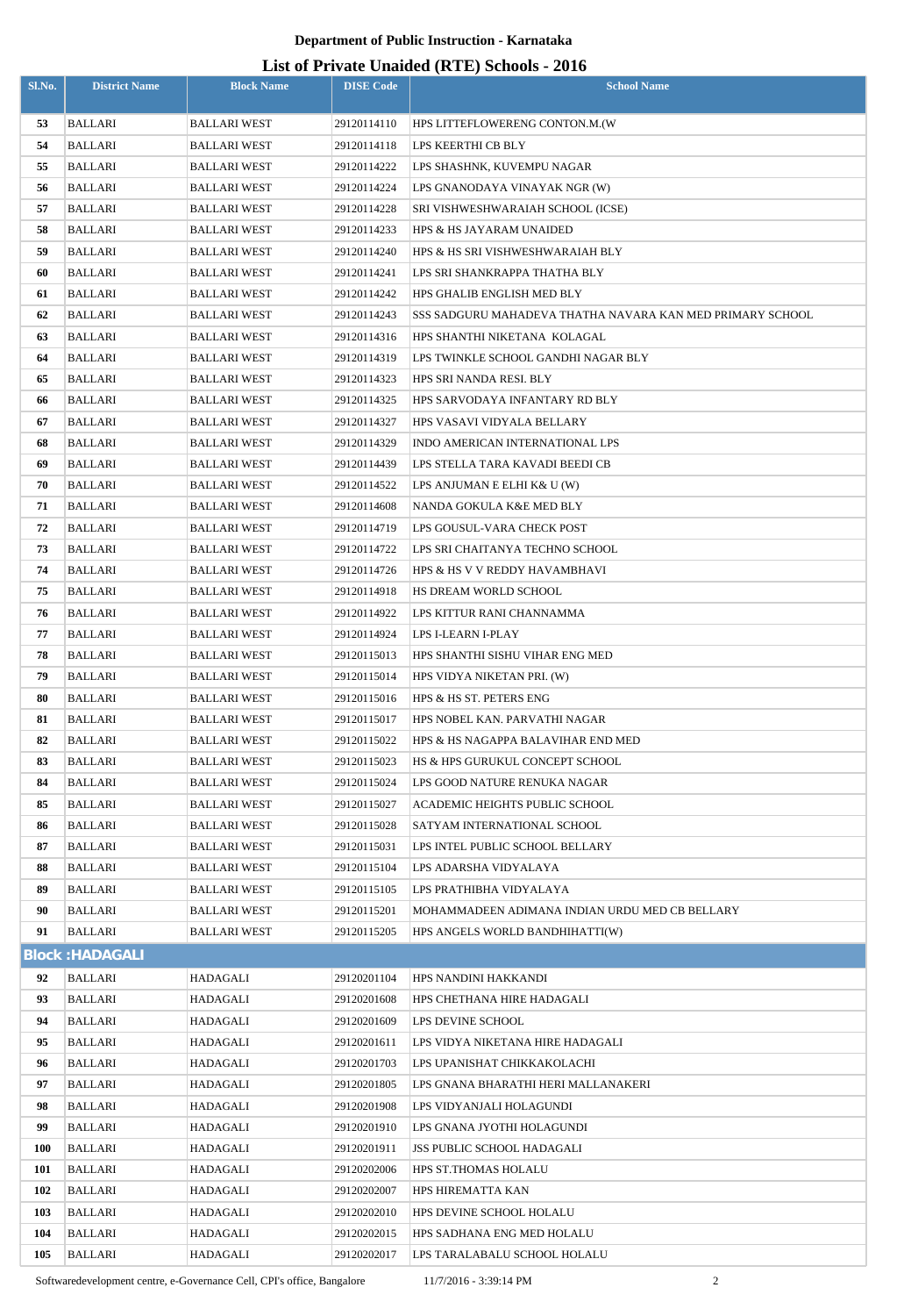**Department of Public Instruction - Karnataka**

**List of Private Unaided (RTE) Schools - 2016**

| Sl.No. | District Name | Block Name | DISE Code | School Name |
|---|---|---|---|---|
| 53 | BALLARI | BALLARI WEST | 29120114110 | HPS LITTEFLOWERENG CONTON.M.(W |
| 54 | BALLARI | BALLARI WEST | 29120114118 | LPS KEERTHI CB BLY |
| 55 | BALLARI | BALLARI WEST | 29120114222 | LPS SHASHNK, KUVEMPU NAGAR |
| 56 | BALLARI | BALLARI WEST | 29120114224 | LPS GNANODAYA VINAYAK NGR (W) |
| 57 | BALLARI | BALLARI WEST | 29120114228 | SRI VISHWESHWARAIAH SCHOOL (ICSE) |
| 58 | BALLARI | BALLARI WEST | 29120114233 | HPS & HS JAYARAM UNAIDED |
| 59 | BALLARI | BALLARI WEST | 29120114240 | HPS & HS SRI VISHWESHWARAIAH BLY |
| 60 | BALLARI | BALLARI WEST | 29120114241 | LPS SRI SHANKRAPPA THATHA BLY |
| 61 | BALLARI | BALLARI WEST | 29120114242 | HPS GHALIB ENGLISH MED BLY |
| 62 | BALLARI | BALLARI WEST | 29120114243 | SSS SADGURU MAHADEVA THATHA NAVARA KAN MED PRIMARY SCHOOL |
| 63 | BALLARI | BALLARI WEST | 29120114316 | HPS SHANTHI NIKETANA KOLAGAL |
| 64 | BALLARI | BALLARI WEST | 29120114319 | LPS TWINKLE SCHOOL GANDHI NAGAR BLY |
| 65 | BALLARI | BALLARI WEST | 29120114323 | HPS SRI NANDA RESI. BLY |
| 66 | BALLARI | BALLARI WEST | 29120114325 | HPS SARVODAYA INFANTARY RD BLY |
| 67 | BALLARI | BALLARI WEST | 29120114327 | HPS VASAVI VIDYALA BELLARY |
| 68 | BALLARI | BALLARI WEST | 29120114329 | INDO AMERICAN INTERNATIONAL LPS |
| 69 | BALLARI | BALLARI WEST | 29120114439 | LPS STELLA TARA KAVADI BEEDI CB |
| 70 | BALLARI | BALLARI WEST | 29120114522 | LPS ANJUMAN E ELHI K& U (W) |
| 71 | BALLARI | BALLARI WEST | 29120114608 | NANDA GOKULA K&E MED BLY |
| 72 | BALLARI | BALLARI WEST | 29120114719 | LPS GOUSUL-VARA CHECK POST |
| 73 | BALLARI | BALLARI WEST | 29120114722 | LPS SRI CHAITANYA TECHNO SCHOOL |
| 74 | BALLARI | BALLARI WEST | 29120114726 | HPS & HS V V REDDY HAVAMBHAVI |
| 75 | BALLARI | BALLARI WEST | 29120114918 | HS DREAM WORLD SCHOOL |
| 76 | BALLARI | BALLARI WEST | 29120114922 | LPS KITTUR RANI CHANNAMMA |
| 77 | BALLARI | BALLARI WEST | 29120114924 | LPS I-LEARN I-PLAY |
| 78 | BALLARI | BALLARI WEST | 29120115013 | HPS SHANTHI SISHU VIHAR ENG MED |
| 79 | BALLARI | BALLARI WEST | 29120115014 | HPS VIDYA NIKETAN PRI. (W) |
| 80 | BALLARI | BALLARI WEST | 29120115016 | HPS & HS ST. PETERS ENG |
| 81 | BALLARI | BALLARI WEST | 29120115017 | HPS NOBEL KAN. PARVATHI NAGAR |
| 82 | BALLARI | BALLARI WEST | 29120115022 | HPS & HS NAGAPPA BALAVIHAR END MED |
| 83 | BALLARI | BALLARI WEST | 29120115023 | HS & HPS GURUKUL CONCEPT SCHOOL |
| 84 | BALLARI | BALLARI WEST | 29120115024 | LPS GOOD NATURE RENUKA NAGAR |
| 85 | BALLARI | BALLARI WEST | 29120115027 | ACADEMIC HEIGHTS PUBLIC SCHOOL |
| 86 | BALLARI | BALLARI WEST | 29120115028 | SATYAM INTERNATIONAL SCHOOL |
| 87 | BALLARI | BALLARI WEST | 29120115031 | LPS INTEL PUBLIC SCHOOL BELLARY |
| 88 | BALLARI | BALLARI WEST | 29120115104 | LPS ADARSHA VIDYALAYA |
| 89 | BALLARI | BALLARI WEST | 29120115105 | LPS PRATHIBHA VIDYALAYA |
| 90 | BALLARI | BALLARI WEST | 29120115201 | MOHAMMADEEN ADIMANA INDIAN URDU MED CB BELLARY |
| 91 | BALLARI | BALLARI WEST | 29120115205 | HPS ANGELS WORLD BANDHIHATTI(W) |
| **Block :HADAGALI** | | | | |
| 92 | BALLARI | HADAGALI | 29120201104 | HPS NANDINI HAKKANDI |
| 93 | BALLARI | HADAGALI | 29120201608 | HPS CHETHANA HIRE HADAGALI |
| 94 | BALLARI | HADAGALI | 29120201609 | LPS DEVINE SCHOOL |
| 95 | BALLARI | HADAGALI | 29120201611 | LPS VIDYA NIKETANA HIRE HADAGALI |
| 96 | BALLARI | HADAGALI | 29120201703 | LPS UPANISHAT CHIKKAKOLACHI |
| 97 | BALLARI | HADAGALI | 29120201805 | LPS GNANA BHARATHI HERI MALLANAKERI |
| 98 | BALLARI | HADAGALI | 29120201908 | LPS VIDYANJALI HOLAGUNDI |
| 99 | BALLARI | HADAGALI | 29120201910 | LPS GNANA JYOTHI HOLAGUNDI |
| 100 | BALLARI | HADAGALI | 29120201911 | JSS PUBLIC SCHOOL HADAGALI |
| 101 | BALLARI | HADAGALI | 29120202006 | HPS ST.THOMAS HOLALU |
| 102 | BALLARI | HADAGALI | 29120202007 | HPS HIREMATTA KAN |
| 103 | BALLARI | HADAGALI | 29120202010 | HPS DEVINE SCHOOL HOLALU |
| 104 | BALLARI | HADAGALI | 29120202015 | HPS SADHANA ENG MED HOLALU |
| 105 | BALLARI | HADAGALI | 29120202017 | LPS TARALABALU SCHOOL HOLALU |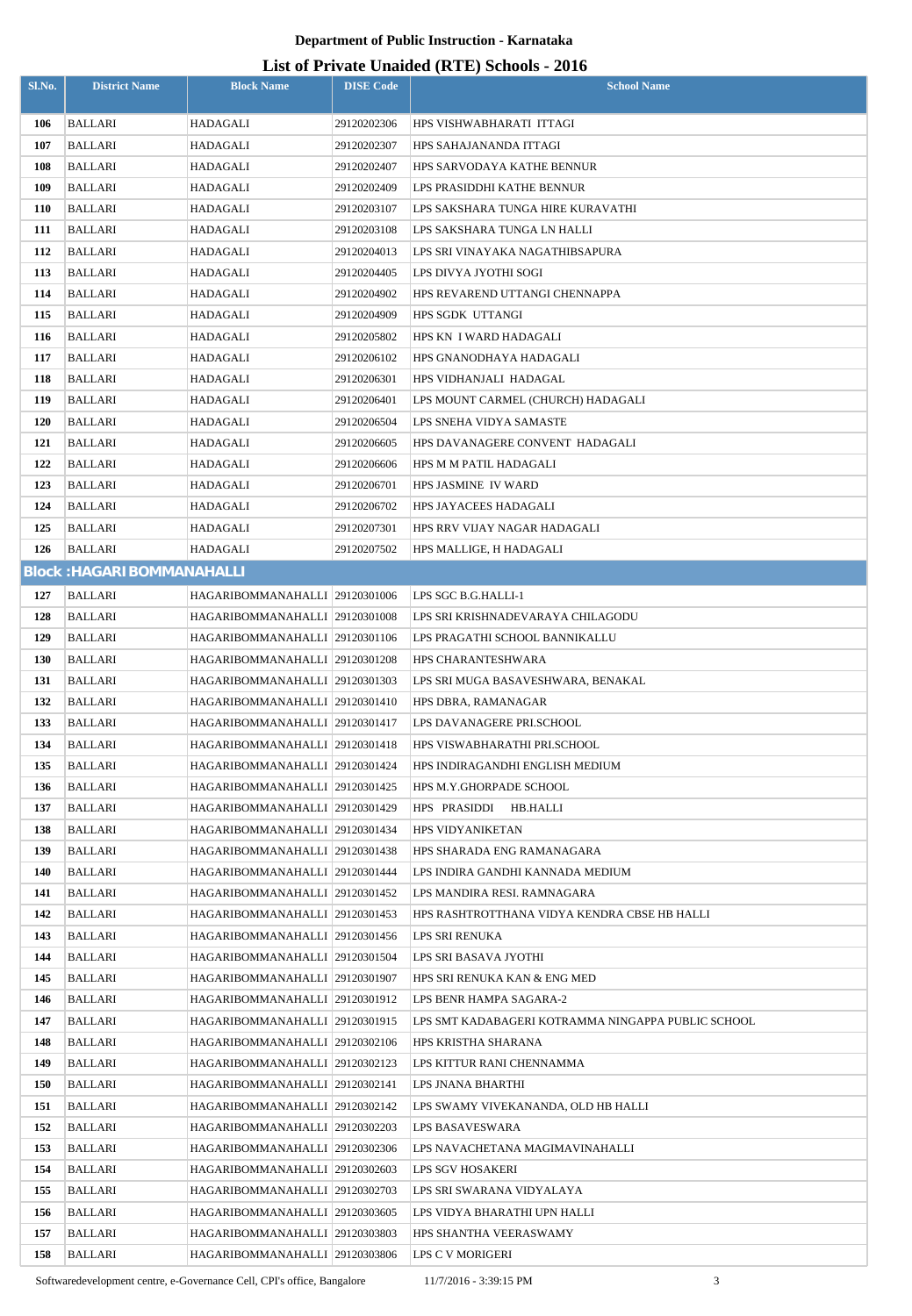# Department of Public Instruction - Karnataka

## List of Private Unaided (RTE) Schools - 2016

| Sl.No. | District Name | Block Name | DISE Code | School Name |
|---|---|---|---|---|
| 106 | BALLARI | HADAGALI | 29120202306 | HPS VISHWABHARATI ITTAGI |
| 107 | BALLARI | HADAGALI | 29120202307 | HPS SAHAJANANDA ITTAGI |
| 108 | BALLARI | HADAGALI | 29120202407 | HPS SARVODAYA KATHE BENNUR |
| 109 | BALLARI | HADAGALI | 29120202409 | LPS PRASIDDHI KATHE BENNUR |
| 110 | BALLARI | HADAGALI | 29120203107 | LPS SAKSHARA TUNGA HIRE KURAVATHI |
| 111 | BALLARI | HADAGALI | 29120203108 | LPS SAKSHARA TUNGA LN HALLI |
| 112 | BALLARI | HADAGALI | 29120204013 | LPS SRI VINAYAKA NAGATHIBSAPURA |
| 113 | BALLARI | HADAGALI | 29120204405 | LPS DIVYA JYOTHI SOGI |
| 114 | BALLARI | HADAGALI | 29120204902 | HPS REVAREND UTTANGI CHENNAPPA |
| 115 | BALLARI | HADAGALI | 29120204909 | HPS SGDK UTTANGI |
| 116 | BALLARI | HADAGALI | 29120205802 | HPS KN I WARD HADAGALI |
| 117 | BALLARI | HADAGALI | 29120206102 | HPS GNANODHAYA HADAGALI |
| 118 | BALLARI | HADAGALI | 29120206301 | HPS VIDHANJALI HADAGAL |
| 119 | BALLARI | HADAGALI | 29120206401 | LPS MOUNT CARMEL (CHURCH) HADAGALI |
| 120 | BALLARI | HADAGALI | 29120206504 | LPS SNEHA VIDYA SAMASTE |
| 121 | BALLARI | HADAGALI | 29120206605 | HPS DAVANAGERE CONVENT HADAGALI |
| 122 | BALLARI | HADAGALI | 29120206606 | HPS M M PATIL HADAGALI |
| 123 | BALLARI | HADAGALI | 29120206701 | HPS JASMINE IV WARD |
| 124 | BALLARI | HADAGALI | 29120206702 | HPS JAYACEES HADAGALI |
| 125 | BALLARI | HADAGALI | 29120207301 | HPS RRV VIJAY NAGAR HADAGALI |
| 126 | BALLARI | HADAGALI | 29120207502 | HPS MALLIGE, H HADAGALI |
| **Block :HAGARI BOMMANAHALLI** | | | | |
| 127 | BALLARI | HAGARIBOMMANAHALLI | 29120301006 | LPS SGC B.G.HALLI-1 |
| 128 | BALLARI | HAGARIBOMMANAHALLI | 29120301008 | LPS SRI KRISHNADEVARAYA CHILAGODU |
| 129 | BALLARI | HAGARIBOMMANAHALLI | 29120301106 | LPS PRAGATHI SCHOOL BANNIKALLU |
| 130 | BALLARI | HAGARIBOMMANAHALLI | 29120301208 | HPS CHARANTESHWARA |
| 131 | BALLARI | HAGARIBOMMANAHALLI | 29120301303 | LPS SRI MUGA BASAVESHWARA, BENAKAL |
| 132 | BALLARI | HAGARIBOMMANAHALLI | 29120301410 | HPS DBRA, RAMANAGAR |
| 133 | BALLARI | HAGARIBOMMANAHALLI | 29120301417 | LPS DAVANAGERE PRI.SCHOOL |
| 134 | BALLARI | HAGARIBOMMANAHALLI | 29120301418 | HPS VISWABHARATHI PRI.SCHOOL |
| 135 | BALLARI | HAGARIBOMMANAHALLI | 29120301424 | HPS INDIRAGANDHI ENGLISH MEDIUM |
| 136 | BALLARI | HAGARIBOMMANAHALLI | 29120301425 | HPS M.Y.GHORPADE SCHOOL |
| 137 | BALLARI | HAGARIBOMMANAHALLI | 29120301429 | HPS PRASIDDI HB.HALLI |
| 138 | BALLARI | HAGARIBOMMANAHALLI | 29120301434 | HPS VIDYANIKETAN |
| 139 | BALLARI | HAGARIBOMMANAHALLI | 29120301438 | HPS SHARADA ENG RAMANAGARA |
| 140 | BALLARI | HAGARIBOMMANAHALLI | 29120301444 | LPS INDIRA GANDHI KANNADA MEDIUM |
| 141 | BALLARI | HAGARIBOMMANAHALLI | 29120301452 | LPS MANDIRA RESI. RAMNAGARA |
| 142 | BALLARI | HAGARIBOMMANAHALLI | 29120301453 | HPS RASHTROTTHANA VIDYA KENDRA CBSE HB HALLI |
| 143 | BALLARI | HAGARIBOMMANAHALLI | 29120301456 | LPS SRI RENUKA |
| 144 | BALLARI | HAGARIBOMMANAHALLI | 29120301504 | LPS SRI BASAVA JYOTHI |
| 145 | BALLARI | HAGARIBOMMANAHALLI | 29120301907 | HPS SRI RENUKA KAN & ENG MED |
| 146 | BALLARI | HAGARIBOMMANAHALLI | 29120301912 | LPS BENR HAMPA SAGARA-2 |
| 147 | BALLARI | HAGARIBOMMANAHALLI | 29120301915 | LPS SMT KADABAGERI KOTRAMMA NINGAPPA PUBLIC SCHOOL |
| 148 | BALLARI | HAGARIBOMMANAHALLI | 29120302106 | HPS KRISTHA SHARANA |
| 149 | BALLARI | HAGARIBOMMANAHALLI | 29120302123 | LPS KITTUR RANI CHENNAMMA |
| 150 | BALLARI | HAGARIBOMMANAHALLI | 29120302141 | LPS JNANA BHARTHI |
| 151 | BALLARI | HAGARIBOMMANAHALLI | 29120302142 | LPS SWAMY VIVEKANANDA, OLD HB HALLI |
| 152 | BALLARI | HAGARIBOMMANAHALLI | 29120302203 | LPS BASAVESWARA |
| 153 | BALLARI | HAGARIBOMMANAHALLI | 29120302306 | LPS NAVACHETANA MAGIMAVINAHALLI |
| 154 | BALLARI | HAGARIBOMMANAHALLI | 29120302603 | LPS SGV HOSAKERI |
| 155 | BALLARI | HAGARIBOMMANAHALLI | 29120302703 | LPS SRI SWARANA VIDYALAYA |
| 156 | BALLARI | HAGARIBOMMANAHALLI | 29120303605 | LPS VIDYA BHARATHI UPN HALLI |
| 157 | BALLARI | HAGARIBOMMANAHALLI | 29120303803 | HPS SHANTHA VEERASWAMY |
| 158 | BALLARI | HAGARIBOMMANAHALLI | 29120303806 | LPS C V MORIGERI |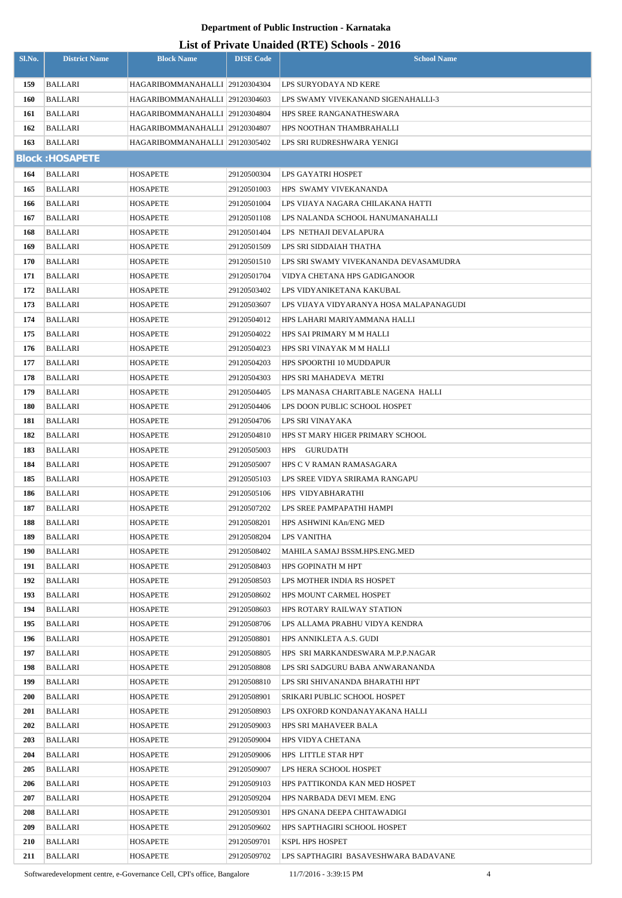**Department of Public Instruction - Karnataka**

# List of Private Unaided (RTE) Schools - 2016

| Sl.No. | District Name | Block Name | DISE Code | School Name |
|---|---|---|---|---|
| 159 | BALLARI | HAGARIBOMMANAHALLI | 29120304304 | LPS SURYODAYA ND KERE |
| 160 | BALLARI | HAGARIBOMMANAHALLI | 29120304603 | LPS SWAMY VIVEKANAND SIGENAHALLI-3 |
| 161 | BALLARI | HAGARIBOMMANAHALLI | 29120304804 | HPS SREE RANGANATHESWARA |
| 162 | BALLARI | HAGARIBOMMANAHALLI | 29120304807 | HPS NOOTHAN THAMBRAHALLI |
| 163 | BALLARI | HAGARIBOMMANAHALLI | 29120305402 | LPS SRI RUDRESHWARA YENIGI |
| **Block :HOSAPETE** | | | | |
| 164 | BALLARI | HOSAPETE | 29120500304 | LPS GAYATRI HOSPET |
| 165 | BALLARI | HOSAPETE | 29120501003 | HPS SWAMY VIVEKANANDA |
| 166 | BALLARI | HOSAPETE | 29120501004 | LPS VIJAYA NAGARA CHILAKANA HATTI |
| 167 | BALLARI | HOSAPETE | 29120501108 | LPS NALANDA SCHOOL HANUMANAHALLI |
| 168 | BALLARI | HOSAPETE | 29120501404 | LPS NETHAJI DEVALAPURA |
| 169 | BALLARI | HOSAPETE | 29120501509 | LPS SRI SIDDAIAH THATHA |
| 170 | BALLARI | HOSAPETE | 29120501510 | LPS SRI SWAMY VIVEKANANDA DEVASAMUDRA |
| 171 | BALLARI | HOSAPETE | 29120501704 | VIDYA CHETANA HPS GADIGANOOR |
| 172 | BALLARI | HOSAPETE | 29120503402 | LPS VIDYANIKETANA KAKUBAL |
| 173 | BALLARI | HOSAPETE | 29120503607 | LPS VIJAYA VIDYARANYA HOSA MALAPANAGUDI |
| 174 | BALLARI | HOSAPETE | 29120504012 | HPS LAHARI MARIYAMMANA HALLI |
| 175 | BALLARI | HOSAPETE | 29120504022 | HPS SAI PRIMARY M M HALLI |
| 176 | BALLARI | HOSAPETE | 29120504023 | HPS SRI VINAYAK M M HALLI |
| 177 | BALLARI | HOSAPETE | 29120504203 | HPS SPOORTHI 10 MUDDAPUR |
| 178 | BALLARI | HOSAPETE | 29120504303 | HPS SRI MAHADEVA METRI |
| 179 | BALLARI | HOSAPETE | 29120504405 | LPS MANASA CHARITABLE NAGENA HALLI |
| 180 | BALLARI | HOSAPETE | 29120504406 | LPS DOON PUBLIC SCHOOL HOSPET |
| 181 | BALLARI | HOSAPETE | 29120504706 | LPS SRI VINAYAKA |
| 182 | BALLARI | HOSAPETE | 29120504810 | HPS ST MARY HIGER PRIMARY SCHOOL |
| 183 | BALLARI | HOSAPETE | 29120505003 | HPS GURUDATH |
| 184 | BALLARI | HOSAPETE | 29120505007 | HPS C V RAMAN RAMASAGARA |
| 185 | BALLARI | HOSAPETE | 29120505103 | LPS SREE VIDYA SRIRAMA RANGAPU |
| 186 | BALLARI | HOSAPETE | 29120505106 | HPS VIDYABHARATHI |
| 187 | BALLARI | HOSAPETE | 29120507202 | LPS SREE PAMPAPATHI HAMPI |
| 188 | BALLARI | HOSAPETE | 29120508201 | HPS ASHWINI KAn/ENG MED |
| 189 | BALLARI | HOSAPETE | 29120508204 | LPS VANITHA |
| 190 | BALLARI | HOSAPETE | 29120508402 | MAHILA SAMAJ BSSM.HPS.ENG.MED |
| 191 | BALLARI | HOSAPETE | 29120508403 | HPS GOPINATH M HPT |
| 192 | BALLARI | HOSAPETE | 29120508503 | LPS MOTHER INDIA RS HOSPET |
| 193 | BALLARI | HOSAPETE | 29120508602 | HPS MOUNT CARMEL HOSPET |
| 194 | BALLARI | HOSAPETE | 29120508603 | HPS ROTARY RAILWAY STATION |
| 195 | BALLARI | HOSAPETE | 29120508706 | LPS ALLAMA PRABHU VIDYA KENDRA |
| 196 | BALLARI | HOSAPETE | 29120508801 | HPS ANNIKLETA A.S. GUDI |
| 197 | BALLARI | HOSAPETE | 29120508805 | HPS SRI MARKANDESWARA M.P.P.NAGAR |
| 198 | BALLARI | HOSAPETE | 29120508808 | LPS SRI SADGURU BABA ANWARANANDA |
| 199 | BALLARI | HOSAPETE | 29120508810 | LPS SRI SHIVANANDA BHARATHI HPT |
| 200 | BALLARI | HOSAPETE | 29120508901 | SRIKARI PUBLIC SCHOOL HOSPET |
| 201 | BALLARI | HOSAPETE | 29120508903 | LPS OXFORD KONDANAYAKANA HALLI |
| 202 | BALLARI | HOSAPETE | 29120509003 | HPS SRI MAHAVEER BALA |
| 203 | BALLARI | HOSAPETE | 29120509004 | HPS VIDYA CHETANA |
| 204 | BALLARI | HOSAPETE | 29120509006 | HPS LITTLE STAR HPT |
| 205 | BALLARI | HOSAPETE | 29120509007 | LPS HERA SCHOOL HOSPET |
| 206 | BALLARI | HOSAPETE | 29120509103 | HPS PATTIKONDA KAN MED HOSPET |
| 207 | BALLARI | HOSAPETE | 29120509204 | HPS NARBADA DEVI MEM. ENG |
| 208 | BALLARI | HOSAPETE | 29120509301 | HPS GNANA DEEPA CHITAWADIGI |
| 209 | BALLARI | HOSAPETE | 29120509602 | HPS SAPTHAGIRI SCHOOL HOSPET |
| 210 | BALLARI | HOSAPETE | 29120509701 | KSPL HPS HOSPET |
| 211 | BALLARI | HOSAPETE | 29120509702 | LPS SAPTHAGIRI BASAVESHWARA BADAVANE |

Softwaredevelopment centre, e-Governance Cell, CPI's office, Bangalore 11/7/2016 - 3:39:15 PM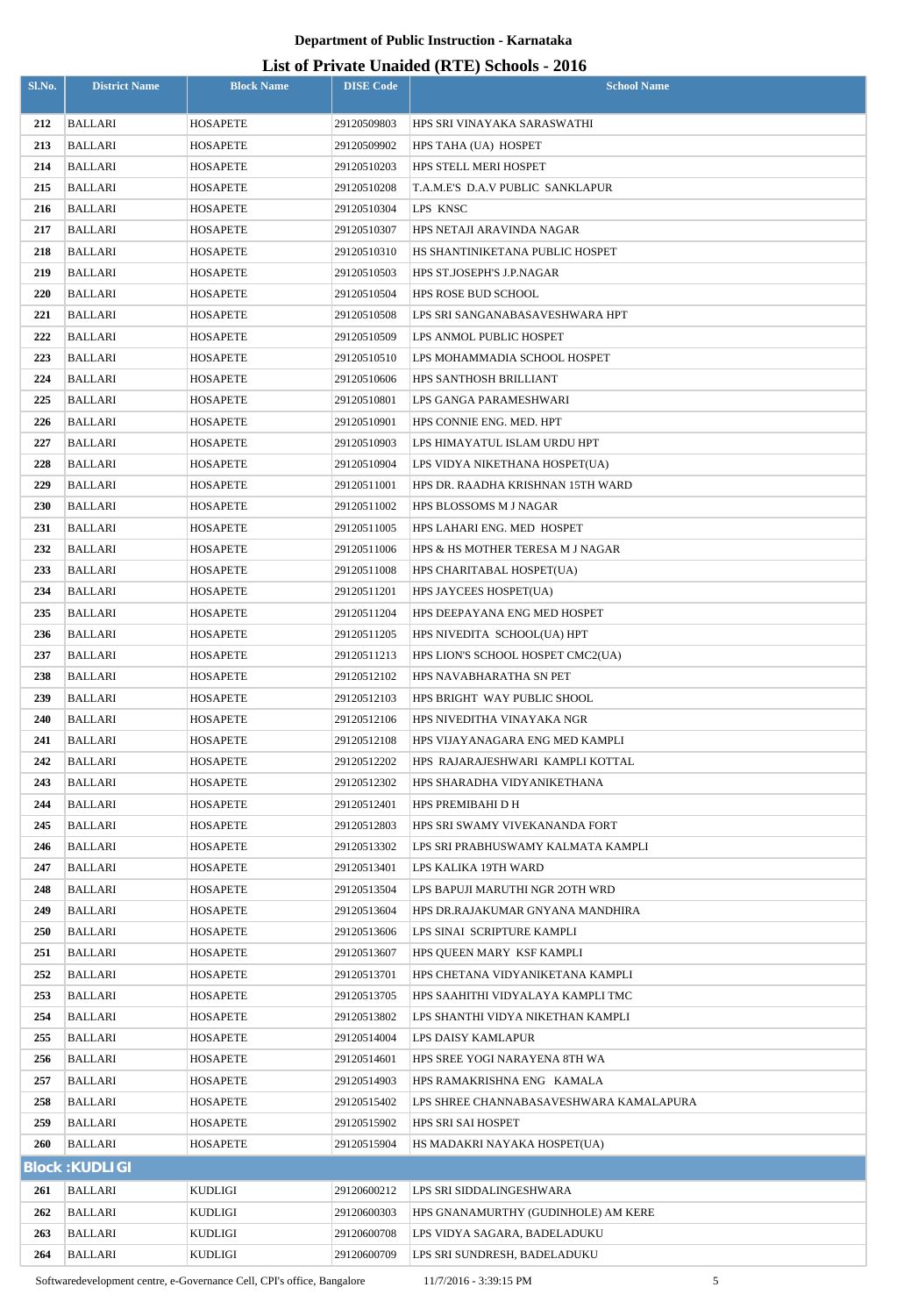**Department of Public Instruction - Karnataka**

**List of Private Unaided (RTE) Schools - 2016**

| Sl.No. | District Name | Block Name | DISE Code | School Name |
|---|---|---|---|---|
| 212 | BALLARI | HOSAPETE | 29120509803 | HPS SRI VINAYAKA SARASWATHI |
| 213 | BALLARI | HOSAPETE | 29120509902 | HPS TAHA (UA) HOSPET |
| 214 | BALLARI | HOSAPETE | 29120510203 | HPS STELL MERI HOSPET |
| 215 | BALLARI | HOSAPETE | 29120510208 | T.A.M.E'S D.A.V PUBLIC SANKLAPUR |
| 216 | BALLARI | HOSAPETE | 29120510304 | LPS KNSC |
| 217 | BALLARI | HOSAPETE | 29120510307 | HPS NETAJI ARAVINDA NAGAR |
| 218 | BALLARI | HOSAPETE | 29120510310 | HS SHANTINIKETANA PUBLIC HOSPET |
| 219 | BALLARI | HOSAPETE | 29120510503 | HPS ST.JOSEPH'S J.P.NAGAR |
| 220 | BALLARI | HOSAPETE | 29120510504 | HPS ROSE BUD SCHOOL |
| 221 | BALLARI | HOSAPETE | 29120510508 | LPS SRI SANGANABASAVESHWARA HPT |
| 222 | BALLARI | HOSAPETE | 29120510509 | LPS ANMOL PUBLIC HOSPET |
| 223 | BALLARI | HOSAPETE | 29120510510 | LPS MOHAMMADIA SCHOOL HOSPET |
| 224 | BALLARI | HOSAPETE | 29120510606 | HPS SANTHOSH BRILLIANT |
| 225 | BALLARI | HOSAPETE | 29120510801 | LPS GANGA PARAMESHWARI |
| 226 | BALLARI | HOSAPETE | 29120510901 | HPS CONNIE ENG. MED. HPT |
| 227 | BALLARI | HOSAPETE | 29120510903 | LPS HIMAYATUL ISLAM URDU HPT |
| 228 | BALLARI | HOSAPETE | 29120510904 | LPS VIDYA NIKETHANA HOSPET(UA) |
| 229 | BALLARI | HOSAPETE | 29120511001 | HPS DR. RAADHA KRISHNAN 15TH WARD |
| 230 | BALLARI | HOSAPETE | 29120511002 | HPS BLOSSOMS M J NAGAR |
| 231 | BALLARI | HOSAPETE | 29120511005 | HPS LAHARI ENG. MED HOSPET |
| 232 | BALLARI | HOSAPETE | 29120511006 | HPS & HS MOTHER TERESA M J NAGAR |
| 233 | BALLARI | HOSAPETE | 29120511008 | HPS CHARITABAL HOSPET(UA) |
| 234 | BALLARI | HOSAPETE | 29120511201 | HPS JAYCEES HOSPET(UA) |
| 235 | BALLARI | HOSAPETE | 29120511204 | HPS DEEPAYANA ENG MED HOSPET |
| 236 | BALLARI | HOSAPETE | 29120511205 | HPS NIVEDITA SCHOOL(UA) HPT |
| 237 | BALLARI | HOSAPETE | 29120511213 | HPS LION'S SCHOOL HOSPET CMC2(UA) |
| 238 | BALLARI | HOSAPETE | 29120512102 | HPS NAVABHARATHA SN PET |
| 239 | BALLARI | HOSAPETE | 29120512103 | HPS BRIGHT WAY PUBLIC SHOOL |
| 240 | BALLARI | HOSAPETE | 29120512106 | HPS NIVEDITHA VINAYAKA NGR |
| 241 | BALLARI | HOSAPETE | 29120512108 | HPS VIJAYANAGARA ENG MED KAMPLI |
| 242 | BALLARI | HOSAPETE | 29120512202 | HPS RAJARAJESHWARI KAMPLI KOTTAL |
| 243 | BALLARI | HOSAPETE | 29120512302 | HPS SHARADHA VIDYANIKETHANA |
| 244 | BALLARI | HOSAPETE | 29120512401 | HPS PREMIBAHI D H |
| 245 | BALLARI | HOSAPETE | 29120512803 | HPS SRI SWAMY VIVEKANANDA FORT |
| 246 | BALLARI | HOSAPETE | 29120513302 | LPS SRI PRABHUSWAMY KALMATA KAMPLI |
| 247 | BALLARI | HOSAPETE | 29120513401 | LPS KALIKA 19TH WARD |
| 248 | BALLARI | HOSAPETE | 29120513504 | LPS BAPUJI MARUTHI NGR 2OTH WRD |
| 249 | BALLARI | HOSAPETE | 29120513604 | HPS DR.RAJAKUMAR GNYANA MANDHIRA |
| 250 | BALLARI | HOSAPETE | 29120513606 | LPS SINAI SCRIPTURE KAMPLI |
| 251 | BALLARI | HOSAPETE | 29120513607 | HPS QUEEN MARY KSF KAMPLI |
| 252 | BALLARI | HOSAPETE | 29120513701 | HPS CHETANA VIDYANIKETANA KAMPLI |
| 253 | BALLARI | HOSAPETE | 29120513705 | HPS SAAHITHI VIDYALAYA KAMPLI TMC |
| 254 | BALLARI | HOSAPETE | 29120513802 | LPS SHANTHI VIDYA NIKETHAN KAMPLI |
| 255 | BALLARI | HOSAPETE | 29120514004 | LPS DAISY KAMLAPUR |
| 256 | BALLARI | HOSAPETE | 29120514601 | HPS SREE YOGI NARAYENA 8TH WA |
| 257 | BALLARI | HOSAPETE | 29120514903 | HPS RAMAKRISHNA ENG KAMALA |
| 258 | BALLARI | HOSAPETE | 29120515402 | LPS SHREE CHANNABASAVESHWARA KAMALAPURA |
| 259 | BALLARI | HOSAPETE | 29120515902 | HPS SRI SAI HOSPET |
| 260 | BALLARI | HOSAPETE | 29120515904 | HS MADAKRI NAYAKA HOSPET(UA) |
| **Block : KUDLIGI** | | | | |
| 261 | BALLARI | KUDLIGI | 29120600212 | LPS SRI SIDDALINGESHWARA |
| 262 | BALLARI | KUDLIGI | 29120600303 | HPS GNANAMURTHY (GUDINHOLE) AM KERE |
| 263 | BALLARI | KUDLIGI | 29120600708 | LPS VIDYA SAGARA, BADELADUKU |
| 264 | BALLARI | KUDLIGI | 29120600709 | LPS SRI SUNDRESH, BADELADUKU |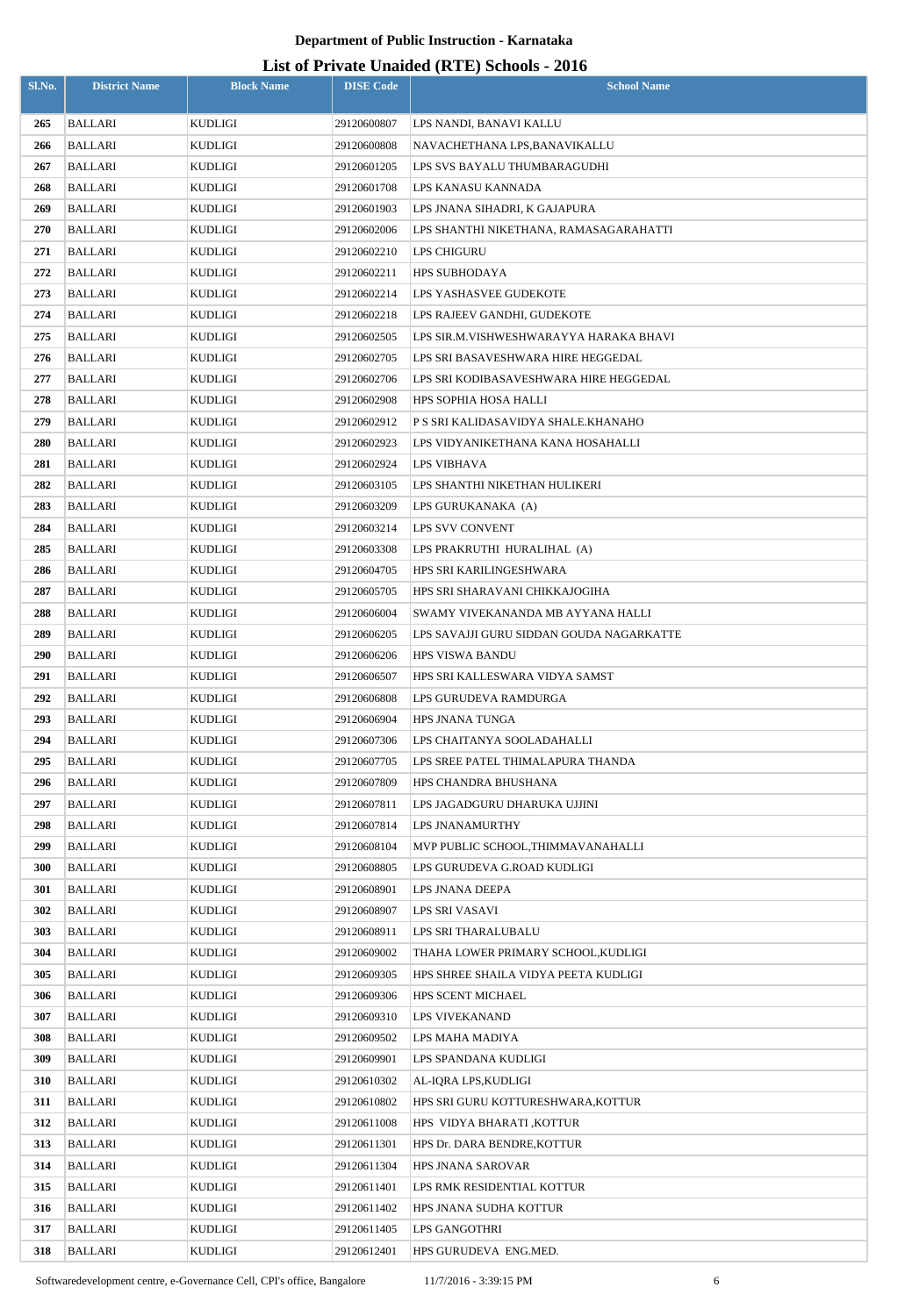**Department of Public Instruction - Karnataka**

# List of Private Unaided (RTE) Schools - 2016

| Sl.No. | District Name | Block Name | DISE Code | School Name |
|---|---|---|---|---|
| 265 | BALLARI | KUDLIGI | 29120600807 | LPS NANDI, BANAVI KALLU |
| 266 | BALLARI | KUDLIGI | 29120600808 | NAVACHETHANA LPS,BANAVIKALLU |
| 267 | BALLARI | KUDLIGI | 29120601205 | LPS SVS BAYALU THUMBARAGUDHI |
| 268 | BALLARI | KUDLIGI | 29120601708 | LPS KANASU KANNADA |
| 269 | BALLARI | KUDLIGI | 29120601903 | LPS JNANA SIHADRI, K GAJAPURA |
| 270 | BALLARI | KUDLIGI | 29120602006 | LPS SHANTHI NIKETHANA, RAMASAGARAHATTI |
| 271 | BALLARI | KUDLIGI | 29120602210 | LPS CHIGURU |
| 272 | BALLARI | KUDLIGI | 29120602211 | HPS SUBHODAYA |
| 273 | BALLARI | KUDLIGI | 29120602214 | LPS YASHASVEE GUDEKOTE |
| 274 | BALLARI | KUDLIGI | 29120602218 | LPS RAJEEV GANDHI, GUDEKOTE |
| 275 | BALLARI | KUDLIGI | 29120602505 | LPS SIR.M.VISHWESHWARAYYA HARAKA BHAVI |
| 276 | BALLARI | KUDLIGI | 29120602705 | LPS SRI BASAVESHWARA HIRE HEGGEDAL |
| 277 | BALLARI | KUDLIGI | 29120602706 | LPS SRI KODIBASAVESHWARA HIRE HEGGEDAL |
| 278 | BALLARI | KUDLIGI | 29120602908 | HPS SOPHIA HOSA HALLI |
| 279 | BALLARI | KUDLIGI | 29120602912 | P S SRI KALIDASAVIDYA SHALE.KHANAHO |
| 280 | BALLARI | KUDLIGI | 29120602923 | LPS VIDYANIKETHANA KANA HOSAHALLI |
| 281 | BALLARI | KUDLIGI | 29120602924 | LPS VIBHAVA |
| 282 | BALLARI | KUDLIGI | 29120603105 | LPS SHANTHI NIKETHAN HULIKERI |
| 283 | BALLARI | KUDLIGI | 29120603209 | LPS GURUKANAKA (A) |
| 284 | BALLARI | KUDLIGI | 29120603214 | LPS SVV CONVENT |
| 285 | BALLARI | KUDLIGI | 29120603308 | LPS PRAKRUTHI HURALIHAL (A) |
| 286 | BALLARI | KUDLIGI | 29120604705 | HPS SRI KARILINGESHWARA |
| 287 | BALLARI | KUDLIGI | 29120605705 | HPS SRI SHARAVANI CHIKKAJOGIHA |
| 288 | BALLARI | KUDLIGI | 29120606004 | SWAMY VIVEKANANDA MB AYYANA HALLI |
| 289 | BALLARI | KUDLIGI | 29120606205 | LPS SAVAJJI GURU SIDDAN GOUDA NAGARKATTE |
| 290 | BALLARI | KUDLIGI | 29120606206 | HPS VISWA BANDU |
| 291 | BALLARI | KUDLIGI | 29120606507 | HPS SRI KALLESWARA VIDYA SAMST |
| 292 | BALLARI | KUDLIGI | 29120606808 | LPS GURUDEVA RAMDURGA |
| 293 | BALLARI | KUDLIGI | 29120606904 | HPS JNANA TUNGA |
| 294 | BALLARI | KUDLIGI | 29120607306 | LPS CHAITANYA SOOLADAHALLI |
| 295 | BALLARI | KUDLIGI | 29120607705 | LPS SREE PATEL THIMALAPURA THANDA |
| 296 | BALLARI | KUDLIGI | 29120607809 | HPS CHANDRA BHUSHANA |
| 297 | BALLARI | KUDLIGI | 29120607811 | LPS JAGADGURU DHARUKA UJJINI |
| 298 | BALLARI | KUDLIGI | 29120607814 | LPS JNANAMURTHY |
| 299 | BALLARI | KUDLIGI | 29120608104 | MVP PUBLIC SCHOOL,THIMMAVANAHALLI |
| 300 | BALLARI | KUDLIGI | 29120608805 | LPS GURUDEVA G.ROAD KUDLIGI |
| 301 | BALLARI | KUDLIGI | 29120608901 | LPS JNANA DEEPA |
| 302 | BALLARI | KUDLIGI | 29120608907 | LPS SRI VASAVI |
| 303 | BALLARI | KUDLIGI | 29120608911 | LPS SRI THARALUBALU |
| 304 | BALLARI | KUDLIGI | 29120609002 | THAHA LOWER PRIMARY SCHOOL,KUDLIGI |
| 305 | BALLARI | KUDLIGI | 29120609305 | HPS SHREE SHAILA VIDYA PEETA KUDLIGI |
| 306 | BALLARI | KUDLIGI | 29120609306 | HPS SCENT MICHAEL |
| 307 | BALLARI | KUDLIGI | 29120609310 | LPS VIVEKANAND |
| 308 | BALLARI | KUDLIGI | 29120609502 | LPS MAHA MADIYA |
| 309 | BALLARI | KUDLIGI | 29120609901 | LPS SPANDANA KUDLIGI |
| 310 | BALLARI | KUDLIGI | 29120610302 | AL-IQRA LPS,KUDLIGI |
| 311 | BALLARI | KUDLIGI | 29120610802 | HPS SRI GURU KOTTURESHWARA,KOTTUR |
| 312 | BALLARI | KUDLIGI | 29120611008 | HPS VIDYA BHARATI ,KOTTUR |
| 313 | BALLARI | KUDLIGI | 29120611301 | HPS Dr. DARA BENDRE,KOTTUR |
| 314 | BALLARI | KUDLIGI | 29120611304 | HPS JNANA SAROVAR |
| 315 | BALLARI | KUDLIGI | 29120611401 | LPS RMK RESIDENTIAL KOTTUR |
| 316 | BALLARI | KUDLIGI | 29120611402 | HPS JNANA SUDHA KOTTUR |
| 317 | BALLARI | KUDLIGI | 29120611405 | LPS GANGOTHRI |
| 318 | BALLARI | KUDLIGI | 29120612401 | HPS GURUDEVA ENG.MED. |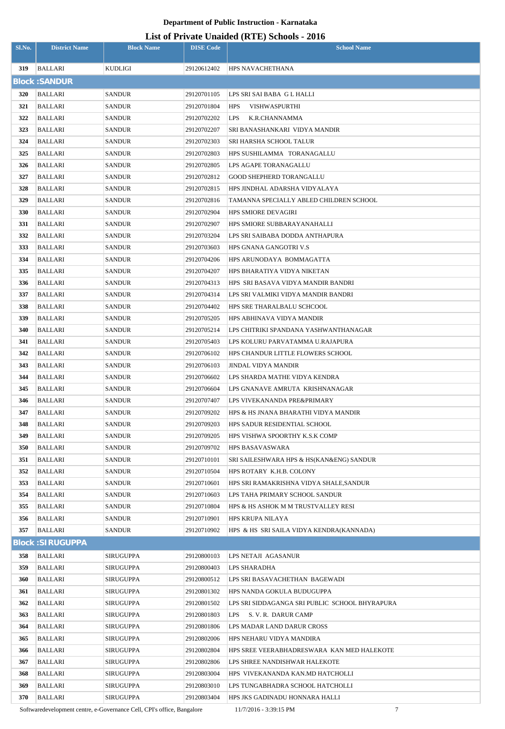## Department of Public Instruction - Karnataka

## List of Private Unaided (RTE) Schools - 2016

| Sl.No. | District Name | Block Name | DISE Code | School Name |
|---|---|---|---|---|
| 319 | BALLARI | KUDLIGI | 29120612402 | HPS NAVACHETHANA |
| **Block :SANDUR** | | | | |
| 320 | BALLARI | SANDUR | 29120701105 | LPS SRI SAI BABA G L HALLI |
| 321 | BALLARI | SANDUR | 29120701804 | HPS VISHWASPURTHI |
| 322 | BALLARI | SANDUR | 29120702202 | LPS K.R.CHANNAMMA |
| 323 | BALLARI | SANDUR | 29120702207 | SRI BANASHANKARI VIDYA MANDIR |
| 324 | BALLARI | SANDUR | 29120702303 | SRI HARSHA SCHOOL TALUR |
| 325 | BALLARI | SANDUR | 29120702803 | HPS SUSHILAMMA TORANAGALLU |
| 326 | BALLARI | SANDUR | 29120702805 | LPS AGAPE TORANAGALLU |
| 327 | BALLARI | SANDUR | 29120702812 | GOOD SHEPHERD TORANGALLU |
| 328 | BALLARI | SANDUR | 29120702815 | HPS JINDHAL ADARSHA VIDYALAYA |
| 329 | BALLARI | SANDUR | 29120702816 | TAMANNA SPECIALLY ABLED CHILDREN SCHOOL |
| 330 | BALLARI | SANDUR | 29120702904 | HPS SMIORE DEVAGIRI |
| 331 | BALLARI | SANDUR | 29120702907 | HPS SMIORE SUBBARAYANAHALLI |
| 332 | BALLARI | SANDUR | 29120703204 | LPS SRI SAIBABA DODDA ANTHAPURA |
| 333 | BALLARI | SANDUR | 29120703603 | HPS GNANA GANGOTRI V.S |
| 334 | BALLARI | SANDUR | 29120704206 | HPS ARUNODAYA BOMMAGATTA |
| 335 | BALLARI | SANDUR | 29120704207 | HPS BHARATIYA VIDYA NIKETAN |
| 336 | BALLARI | SANDUR | 29120704313 | HPS SRI BASAVA VIDYA MANDIR BANDRI |
| 337 | BALLARI | SANDUR | 29120704314 | LPS SRI VALMIKI VIDYA MANDIR BANDRI |
| 338 | BALLARI | SANDUR | 29120704402 | HPS SRE THARALBALU SCHCOOL |
| 339 | BALLARI | SANDUR | 29120705205 | HPS ABHINAVA VIDYA MANDIR |
| 340 | BALLARI | SANDUR | 29120705214 | LPS CHITRIKI SPANDANA YASHWANTHANAGAR |
| 341 | BALLARI | SANDUR | 29120705403 | LPS KOLURU PARVATAMMA U.RAJAPURA |
| 342 | BALLARI | SANDUR | 29120706102 | HPS CHANDUR LITTLE FLOWERS SCHOOL |
| 343 | BALLARI | SANDUR | 29120706103 | JINDAL VIDYA MANDIR |
| 344 | BALLARI | SANDUR | 29120706602 | LPS SHARDA MATHE VIDYA KENDRA |
| 345 | BALLARI | SANDUR | 29120706604 | LPS GNANAVE AMRUTA KRISHNANAGAR |
| 346 | BALLARI | SANDUR | 29120707407 | LPS VIVEKANANDA PRE&PRIMARY |
| 347 | BALLARI | SANDUR | 29120709202 | HPS & HS JNANA BHARATHI VIDYA MANDIR |
| 348 | BALLARI | SANDUR | 29120709203 | HPS SADUR RESIDENTIAL SCHOOL |
| 349 | BALLARI | SANDUR | 29120709205 | HPS VISHWA SPOORTHY K.S.K COMP |
| 350 | BALLARI | SANDUR | 29120709702 | HPS BASAVASWARA |
| 351 | BALLARI | SANDUR | 29120710101 | SRI SAILESHWARA HPS & HS(KAN&ENG) SANDUR |
| 352 | BALLARI | SANDUR | 29120710504 | HPS ROTARY K.H.B. COLONY |
| 353 | BALLARI | SANDUR | 29120710601 | HPS SRI RAMAKRISHNA VIDYA SHALE,SANDUR |
| 354 | BALLARI | SANDUR | 29120710603 | LPS TAHA PRIMARY SCHOOL SANDUR |
| 355 | BALLARI | SANDUR | 29120710804 | HPS & HS ASHOK M M TRUSTVALLEY RESI |
| 356 | BALLARI | SANDUR | 29120710901 | HPS KRUPA NILAYA |
| 357 | BALLARI | SANDUR | 29120710902 | HPS & HS SRI SAILA VIDYA KENDRA(KANNADA) |
| **Block :SIRUGUPPA** | | | | |
| 358 | BALLARI | SIRUGUPPA | 29120800103 | LPS NETAJI AGASANUR |
| 359 | BALLARI | SIRUGUPPA | 29120800403 | LPS SHARADHA |
| 360 | BALLARI | SIRUGUPPA | 29120800512 | LPS SRI BASAVACHETHAN BAGEWADI |
| 361 | BALLARI | SIRUGUPPA | 29120801302 | HPS NANDA GOKULA BUDUGUPPA |
| 362 | BALLARI | SIRUGUPPA | 29120801502 | LPS SRI SIDDAGANGA SRI PUBLIC SCHOOL BHYRAPURA |
| 363 | BALLARI | SIRUGUPPA | 29120801803 | LPS S. V. R. DARUR CAMP |
| 364 | BALLARI | SIRUGUPPA | 29120801806 | LPS MADAR LAND DARUR CROSS |
| 365 | BALLARI | SIRUGUPPA | 29120802006 | HPS NEHARU VIDYA MANDIRA |
| 366 | BALLARI | SIRUGUPPA | 29120802804 | HPS SREE VEERABHADRESWARA KAN MED HALEKOTE |
| 367 | BALLARI | SIRUGUPPA | 29120802806 | LPS SHREE NANDISHWAR HALEKOTE |
| 368 | BALLARI | SIRUGUPPA | 29120803004 | HPS VIVEKANANDA KAN.MD HATCHOLLI |
| 369 | BALLARI | SIRUGUPPA | 29120803010 | LPS TUNGABHADRA SCHOOL HATCHOLLI |
| 370 | BALLARI | SIRUGUPPA | 29120803404 | HPS JKS GADINADU HONNARA HALLI |

Softwaredevelopment centre, e-Governance Cell, CPI's office, Bangalore 11/7/2016 - 3:39:15 PM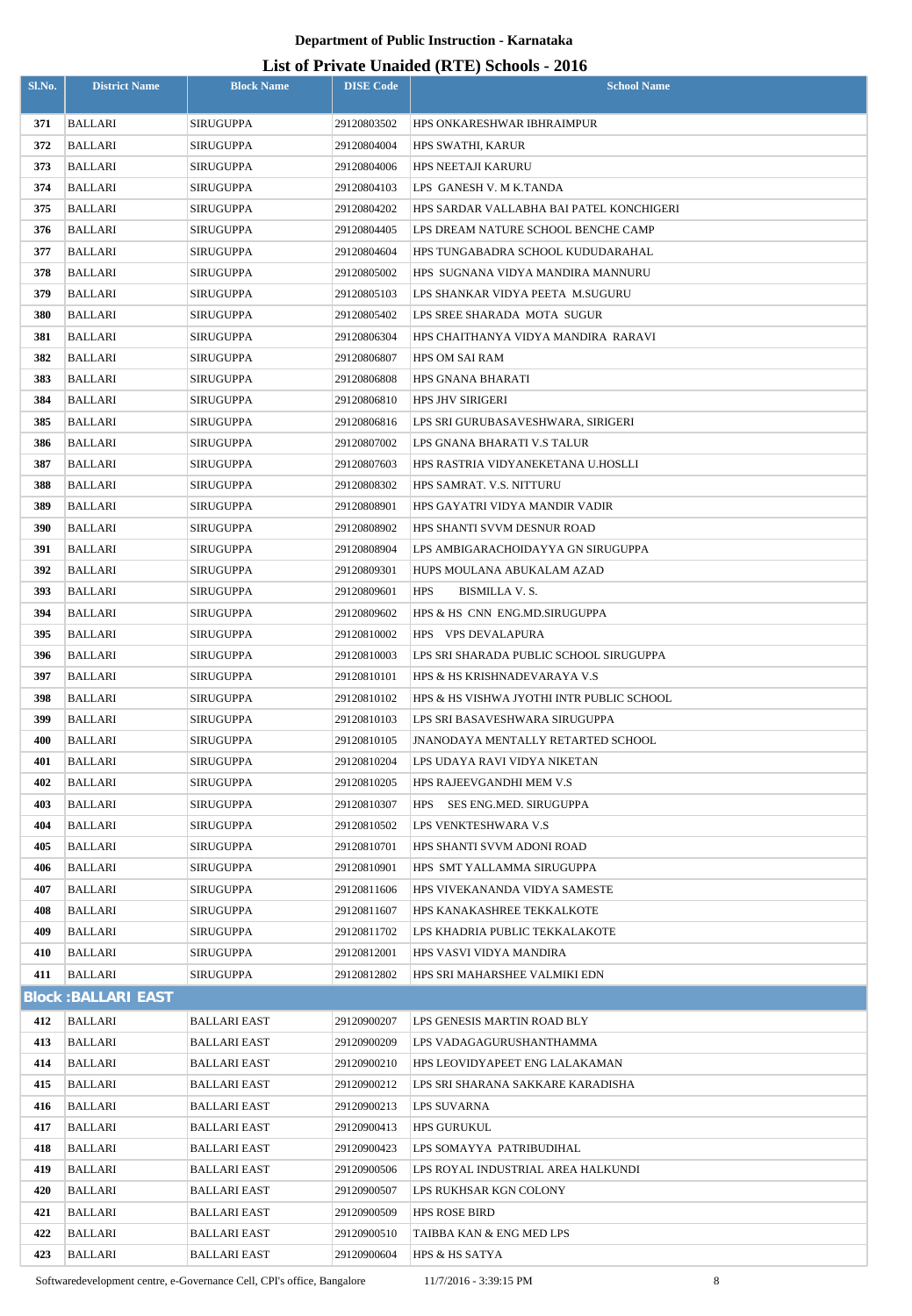# Department of Public Instruction - Karnataka

## List of Private Unaided (RTE) Schools - 2016

| Sl.No. | District Name | Block Name | DISE Code | School Name |
|---|---|---|---|---|
| 371 | BALLARI | SIRUGUPPA | 29120803502 | HPS ONKARESHWAR IBHRAIMPUR |
| 372 | BALLARI | SIRUGUPPA | 29120804004 | HPS SWATHI, KARUR |
| 373 | BALLARI | SIRUGUPPA | 29120804006 | HPS NEETAJI KARURU |
| 374 | BALLARI | SIRUGUPPA | 29120804103 | LPS GANESH V. M K.TANDA |
| 375 | BALLARI | SIRUGUPPA | 29120804202 | HPS SARDAR VALLABHA BAI PATEL KONCHIGERI |
| 376 | BALLARI | SIRUGUPPA | 29120804405 | LPS DREAM NATURE SCHOOL BENCHE CAMP |
| 377 | BALLARI | SIRUGUPPA | 29120804604 | HPS TUNGABADRA SCHOOL KUDUDARAHAL |
| 378 | BALLARI | SIRUGUPPA | 29120805002 | HPS SUGNANA VIDYA MANDIRA MANNURU |
| 379 | BALLARI | SIRUGUPPA | 29120805103 | LPS SHANKAR VIDYA PEETA M.SUGURU |
| 380 | BALLARI | SIRUGUPPA | 29120805402 | LPS SREE SHARADA MOTA SUGUR |
| 381 | BALLARI | SIRUGUPPA | 29120806304 | HPS CHAITHANYA VIDYA MANDIRA RARAVI |
| 382 | BALLARI | SIRUGUPPA | 29120806807 | HPS OM SAI RAM |
| 383 | BALLARI | SIRUGUPPA | 29120806808 | HPS GNANA BHARATI |
| 384 | BALLARI | SIRUGUPPA | 29120806810 | HPS JHV SIRIGERI |
| 385 | BALLARI | SIRUGUPPA | 29120806816 | LPS SRI GURUBASAVESHWARA, SIRIGERI |
| 386 | BALLARI | SIRUGUPPA | 29120807002 | LPS GNANA BHARATI V.S TALUR |
| 387 | BALLARI | SIRUGUPPA | 29120807603 | HPS RASTRIA VIDYANEKETANA U.HOSLLI |
| 388 | BALLARI | SIRUGUPPA | 29120808302 | HPS SAMRAT. V.S. NITTURU |
| 389 | BALLARI | SIRUGUPPA | 29120808901 | HPS GAYATRI VIDYA MANDIR VADIR |
| 390 | BALLARI | SIRUGUPPA | 29120808902 | HPS SHANTI SVVM DESNUR ROAD |
| 391 | BALLARI | SIRUGUPPA | 29120808904 | LPS AMBIGARACHOIDAYYA GN SIRUGUPPA |
| 392 | BALLARI | SIRUGUPPA | 29120809301 | HUPS MOULANA ABUKALAM AZAD |
| 393 | BALLARI | SIRUGUPPA | 29120809601 | HPS BISMILLA V. S. |
| 394 | BALLARI | SIRUGUPPA | 29120809602 | HPS & HS CNN ENG.MD.SIRUGUPPA |
| 395 | BALLARI | SIRUGUPPA | 29120810002 | HPS VPS DEVALAPURA |
| 396 | BALLARI | SIRUGUPPA | 29120810003 | LPS SRI SHARADA PUBLIC SCHOOL SIRUGUPPA |
| 397 | BALLARI | SIRUGUPPA | 29120810101 | HPS & HS KRISHNADEVARAYA V.S |
| 398 | BALLARI | SIRUGUPPA | 29120810102 | HPS & HS VISHWA JYOTHI INTR PUBLIC SCHOOL |
| 399 | BALLARI | SIRUGUPPA | 29120810103 | LPS SRI BASAVESHWARA SIRUGUPPA |
| 400 | BALLARI | SIRUGUPPA | 29120810105 | JNANODAYA MENTALLY RETARTED SCHOOL |
| 401 | BALLARI | SIRUGUPPA | 29120810204 | LPS UDAYA RAVI VIDYA NIKETAN |
| 402 | BALLARI | SIRUGUPPA | 29120810205 | HPS RAJEEVGANDHI MEM V.S |
| 403 | BALLARI | SIRUGUPPA | 29120810307 | HPS SES ENG.MED. SIRUGUPPA |
| 404 | BALLARI | SIRUGUPPA | 29120810502 | LPS VENKTESHWARA V.S |
| 405 | BALLARI | SIRUGUPPA | 29120810701 | HPS SHANTI SVVM ADONI ROAD |
| 406 | BALLARI | SIRUGUPPA | 29120810901 | HPS SMT YALLAMMA SIRUGUPPA |
| 407 | BALLARI | SIRUGUPPA | 29120811606 | HPS VIVEKANANDA VIDYA SAMESTE |
| 408 | BALLARI | SIRUGUPPA | 29120811607 | HPS KANAKASHREE TEKKALKOTE |
| 409 | BALLARI | SIRUGUPPA | 29120811702 | LPS KHADRIA PUBLIC TEKKALAKOTE |
| 410 | BALLARI | SIRUGUPPA | 29120812001 | HPS VASVI VIDYA MANDIRA |
| 411 | BALLARI | SIRUGUPPA | 29120812802 | HPS SRI MAHARSHEE VALMIKI EDN |
| **Block :BALLARI EAST** | | | | |
| 412 | BALLARI | BALLARI EAST | 29120900207 | LPS GENESIS MARTIN ROAD BLY |
| 413 | BALLARI | BALLARI EAST | 29120900209 | LPS VADAGAGURUSHANTHAMMA |
| 414 | BALLARI | BALLARI EAST | 29120900210 | HPS LEOVIDYAPEET ENG LALAKAMAN |
| 415 | BALLARI | BALLARI EAST | 29120900212 | LPS SRI SHARANA SAKKARE KARADISHA |
| 416 | BALLARI | BALLARI EAST | 29120900213 | LPS SUVARNA |
| 417 | BALLARI | BALLARI EAST | 29120900413 | HPS GURUKUL |
| 418 | BALLARI | BALLARI EAST | 29120900423 | LPS SOMAYYA PATRIBUDIHAL |
| 419 | BALLARI | BALLARI EAST | 29120900506 | LPS ROYAL INDUSTRIAL AREA HALKUNDI |
| 420 | BALLARI | BALLARI EAST | 29120900507 | LPS RUKHSAR KGN COLONY |
| 421 | BALLARI | BALLARI EAST | 29120900509 | HPS ROSE BIRD |
| 422 | BALLARI | BALLARI EAST | 29120900510 | TAIBBA KAN & ENG MED LPS |
| 423 | BALLARI | BALLARI EAST | 29120900604 | HPS & HS SATYA |

Softwaredevelopment centre, e-Governance Cell, CPI's office, Bangalore 11/7/2016 - 3:39:15 PM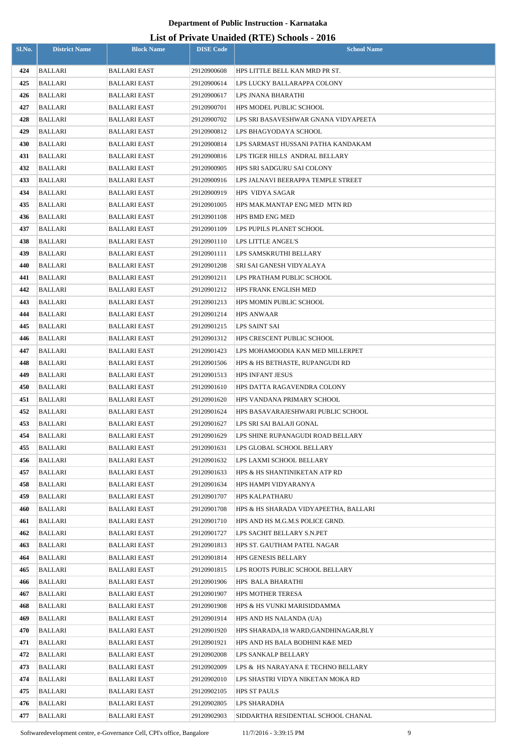# Department of Public Instruction - Karnataka

## List of Private Unaided (RTE) Schools - 2016

| Sl.No. | District Name | Block Name | DISE Code | School Name |
|---|---|---|---|---|
| 424 | BALLARI | BALLARI EAST | 29120900608 | HPS LITTLE BELL KAN MRD PR ST. |
| 425 | BALLARI | BALLARI EAST | 29120900614 | LPS LUCKY BALLARAPPA COLONY |
| 426 | BALLARI | BALLARI EAST | 29120900617 | LPS JNANA BHARATHI |
| 427 | BALLARI | BALLARI EAST | 29120900701 | HPS MODEL PUBLIC SCHOOL |
| 428 | BALLARI | BALLARI EAST | 29120900702 | LPS SRI BASAVESHWAR GNANA VIDYAPEETA |
| 429 | BALLARI | BALLARI EAST | 29120900812 | LPS BHAGYODAYA SCHOOL |
| 430 | BALLARI | BALLARI EAST | 29120900814 | LPS SARMAST HUSSANI PATHA KANDAKAM |
| 431 | BALLARI | BALLARI EAST | 29120900816 | LPS TIGER HILLS ANDRAL BELLARY |
| 432 | BALLARI | BALLARI EAST | 29120900905 | HPS SRI SADGURU SAI COLONY |
| 433 | BALLARI | BALLARI EAST | 29120900916 | LPS JALNAVI BEERAPPA TEMPLE STREET |
| 434 | BALLARI | BALLARI EAST | 29120900919 | HPS VIDYA SAGAR |
| 435 | BALLARI | BALLARI EAST | 29120901005 | HPS MAK.MANTAP ENG MED MTN RD |
| 436 | BALLARI | BALLARI EAST | 29120901108 | HPS BMD ENG MED |
| 437 | BALLARI | BALLARI EAST | 29120901109 | LPS PUPILS PLANET SCHOOL |
| 438 | BALLARI | BALLARI EAST | 29120901110 | LPS LITTLE ANGEL'S |
| 439 | BALLARI | BALLARI EAST | 29120901111 | LPS SAMSKRUTHI BELLARY |
| 440 | BALLARI | BALLARI EAST | 29120901208 | SRI SAI GANESH VIDYALAYA |
| 441 | BALLARI | BALLARI EAST | 29120901211 | LPS PRATHAM PUBLIC SCHOOL |
| 442 | BALLARI | BALLARI EAST | 29120901212 | HPS FRANK ENGLISH MED |
| 443 | BALLARI | BALLARI EAST | 29120901213 | HPS MOMIN PUBLIC SCHOOL |
| 444 | BALLARI | BALLARI EAST | 29120901214 | HPS ANWAAR |
| 445 | BALLARI | BALLARI EAST | 29120901215 | LPS SAINT SAI |
| 446 | BALLARI | BALLARI EAST | 29120901312 | HPS CRESCENT PUBLIC SCHOOL |
| 447 | BALLARI | BALLARI EAST | 29120901423 | LPS MOHAMOODIA KAN MED MILLERPET |
| 448 | BALLARI | BALLARI EAST | 29120901506 | HPS & HS BETHASTE, RUPANGUDI RD |
| 449 | BALLARI | BALLARI EAST | 29120901513 | HPS INFANT JESUS |
| 450 | BALLARI | BALLARI EAST | 29120901610 | HPS DATTA RAGAVENDRA COLONY |
| 451 | BALLARI | BALLARI EAST | 29120901620 | HPS VANDANA PRIMARY SCHOOL |
| 452 | BALLARI | BALLARI EAST | 29120901624 | HPS BASAVARAJESHWARI PUBLIC SCHOOL |
| 453 | BALLARI | BALLARI EAST | 29120901627 | LPS SRI SAI BALAJI GONAL |
| 454 | BALLARI | BALLARI EAST | 29120901629 | LPS SHINE RUPANAGUDI ROAD BELLARY |
| 455 | BALLARI | BALLARI EAST | 29120901631 | LPS GLOBAL SCHOOL BELLARY |
| 456 | BALLARI | BALLARI EAST | 29120901632 | LPS LAXMI SCHOOL BELLARY |
| 457 | BALLARI | BALLARI EAST | 29120901633 | HPS & HS SHANTINIKETAN ATP RD |
| 458 | BALLARI | BALLARI EAST | 29120901634 | HPS HAMPI VIDYARANYA |
| 459 | BALLARI | BALLARI EAST | 29120901707 | HPS KALPATHARU |
| 460 | BALLARI | BALLARI EAST | 29120901708 | HPS & HS SHARADA VIDYAPEETHA, BALLARI |
| 461 | BALLARI | BALLARI EAST | 29120901710 | HPS AND HS M.G.M.S POLICE GRND. |
| 462 | BALLARI | BALLARI EAST | 29120901727 | LPS SACHIT BELLARY S.N.PET |
| 463 | BALLARI | BALLARI EAST | 29120901813 | HPS ST. GAUTHAM PATEL NAGAR |
| 464 | BALLARI | BALLARI EAST | 29120901814 | HPS GENESIS BELLARY |
| 465 | BALLARI | BALLARI EAST | 29120901815 | LPS ROOTS PUBLIC SCHOOL BELLARY |
| 466 | BALLARI | BALLARI EAST | 29120901906 | HPS BALA BHARATHI |
| 467 | BALLARI | BALLARI EAST | 29120901907 | HPS MOTHER TERESA |
| 468 | BALLARI | BALLARI EAST | 29120901908 | HPS & HS VUNKI MARISIDDAMMA |
| 469 | BALLARI | BALLARI EAST | 29120901914 | HPS AND HS NALANDA (UA) |
| 470 | BALLARI | BALLARI EAST | 29120901920 | HPS SHARADA,18 WARD,GANDHINAGAR,BLY |
| 471 | BALLARI | BALLARI EAST | 29120901921 | HPS AND HS BALA BODHINI K&E MED |
| 472 | BALLARI | BALLARI EAST | 29120902008 | LPS SANKALP BELLARY |
| 473 | BALLARI | BALLARI EAST | 29120902009 | LPS & HS NARAYANA E TECHNO BELLARY |
| 474 | BALLARI | BALLARI EAST | 29120902010 | LPS SHASTRI VIDYA NIKETAN MOKA RD |
| 475 | BALLARI | BALLARI EAST | 29120902105 | HPS ST PAULS |
| 476 | BALLARI | BALLARI EAST | 29120902805 | LPS SHARADHA |
| 477 | BALLARI | BALLARI EAST | 29120902903 | SIDDARTHA RESIDENTIAL SCHOOL CHANAL |

Softwaredevelopment centre, e-Governance Cell, CPI's office, Bangalore 11/7/2016 - 3:39:15 PM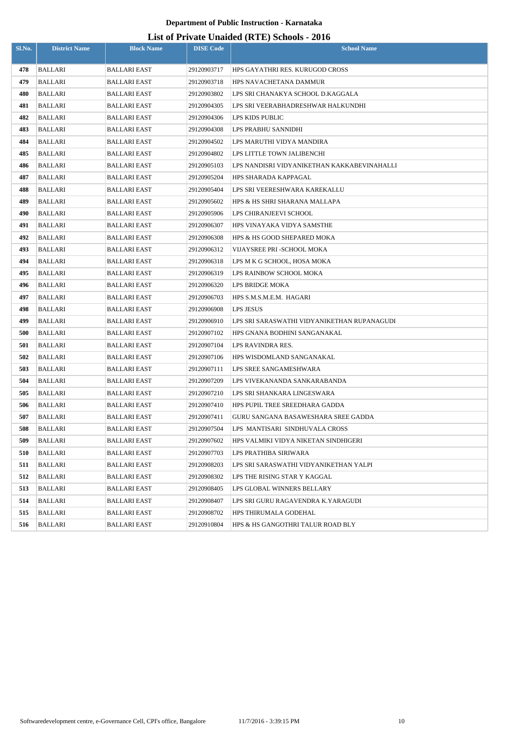**Department of Public Instruction - Karnataka**

**List of Private Unaided (RTE) Schools - 2016**

| Sl.No. | District Name | Block Name | DISE Code | School Name |
|---|---|---|---|---|
| 478 | BALLARI | BALLARI EAST | 29120903717 | HPS GAYATHRI RES. KURUGOD CROSS |
| 479 | BALLARI | BALLARI EAST | 29120903718 | HPS NAVACHETANA DAMMUR |
| 480 | BALLARI | BALLARI EAST | 29120903802 | LPS SRI CHANAKYA SCHOOL D.KAGGALA |
| 481 | BALLARI | BALLARI EAST | 29120904305 | LPS SRI VEERABHADRESHWAR HALKUNDHI |
| 482 | BALLARI | BALLARI EAST | 29120904306 | LPS KIDS PUBLIC |
| 483 | BALLARI | BALLARI EAST | 29120904308 | LPS PRABHU SANNIDHI |
| 484 | BALLARI | BALLARI EAST | 29120904502 | LPS MARUTHI VIDYA MANDIRA |
| 485 | BALLARI | BALLARI EAST | 29120904802 | LPS LITTLE TOWN JALIBENCHI |
| 486 | BALLARI | BALLARI EAST | 29120905103 | LPS NANDISRI VIDYANIKETHAN KAKKABEVINAHALLI |
| 487 | BALLARI | BALLARI EAST | 29120905204 | HPS SHARADA KAPPAGAL |
| 488 | BALLARI | BALLARI EAST | 29120905404 | LPS SRI VEERESHWARA KAREKALLU |
| 489 | BALLARI | BALLARI EAST | 29120905602 | HPS & HS SHRI SHARANA MALLAPA |
| 490 | BALLARI | BALLARI EAST | 29120905906 | LPS CHIRANJEEVI SCHOOL |
| 491 | BALLARI | BALLARI EAST | 29120906307 | HPS VINAYAKA VIDYA SAMSTHE |
| 492 | BALLARI | BALLARI EAST | 29120906308 | HPS & HS GOOD SHEPARED MOKA |
| 493 | BALLARI | BALLARI EAST | 29120906312 | VIJAYSREE PRI -SCHOOL MOKA |
| 494 | BALLARI | BALLARI EAST | 29120906318 | LPS M K G SCHOOL, HOSA MOKA |
| 495 | BALLARI | BALLARI EAST | 29120906319 | LPS RAINBOW SCHOOL MOKA |
| 496 | BALLARI | BALLARI EAST | 29120906320 | LPS BRIDGE MOKA |
| 497 | BALLARI | BALLARI EAST | 29120906703 | HPS S.M.S.M.E.M. HAGARI |
| 498 | BALLARI | BALLARI EAST | 29120906908 | LPS JESUS |
| 499 | BALLARI | BALLARI EAST | 29120906910 | LPS SRI SARASWATHI VIDYANIKETHAN RUPANAGUDI |
| 500 | BALLARI | BALLARI EAST | 29120907102 | HPS GNANA BODHINI SANGANAKAL |
| 501 | BALLARI | BALLARI EAST | 29120907104 | LPS RAVINDRA RES. |
| 502 | BALLARI | BALLARI EAST | 29120907106 | HPS WISDOMLAND SANGANAKAL |
| 503 | BALLARI | BALLARI EAST | 29120907111 | LPS SREE SANGAMESHWARA |
| 504 | BALLARI | BALLARI EAST | 29120907209 | LPS VIVEKANANDA SANKARABANDA |
| 505 | BALLARI | BALLARI EAST | 29120907210 | LPS SRI SHANKARA LINGESWARA |
| 506 | BALLARI | BALLARI EAST | 29120907410 | HPS PUPIL TREE SREEDHARA GADDA |
| 507 | BALLARI | BALLARI EAST | 29120907411 | GURU SANGANA BASAWESHARA SREE GADDA |
| 508 | BALLARI | BALLARI EAST | 29120907504 | LPS MANTISARI SINDHUVALA CROSS |
| 509 | BALLARI | BALLARI EAST | 29120907602 | HPS VALMIKI VIDYA NIKETAN SINDHIGERI |
| 510 | BALLARI | BALLARI EAST | 29120907703 | LPS PRATHIBA SIRIWARA |
| 511 | BALLARI | BALLARI EAST | 29120908203 | LPS SRI SARASWATHI VIDYANIKETHAN YALPI |
| 512 | BALLARI | BALLARI EAST | 29120908302 | LPS THE RISING STAR Y KAGGAL |
| 513 | BALLARI | BALLARI EAST | 29120908405 | LPS GLOBAL WINNERS BELLARY |
| 514 | BALLARI | BALLARI EAST | 29120908407 | LPS SRI GURU RAGAVENDRA K.YARAGUDI |
| 515 | BALLARI | BALLARI EAST | 29120908702 | HPS THIRUMALA GODEHAL |
| 516 | BALLARI | BALLARI EAST | 29120910804 | HPS & HS GANGOTHRI TALUR ROAD BLY |

Softwaredevelopment centre, e-Governance Cell, CPI's office, Bangalore 11/7/2016 - 3:39:15 PM